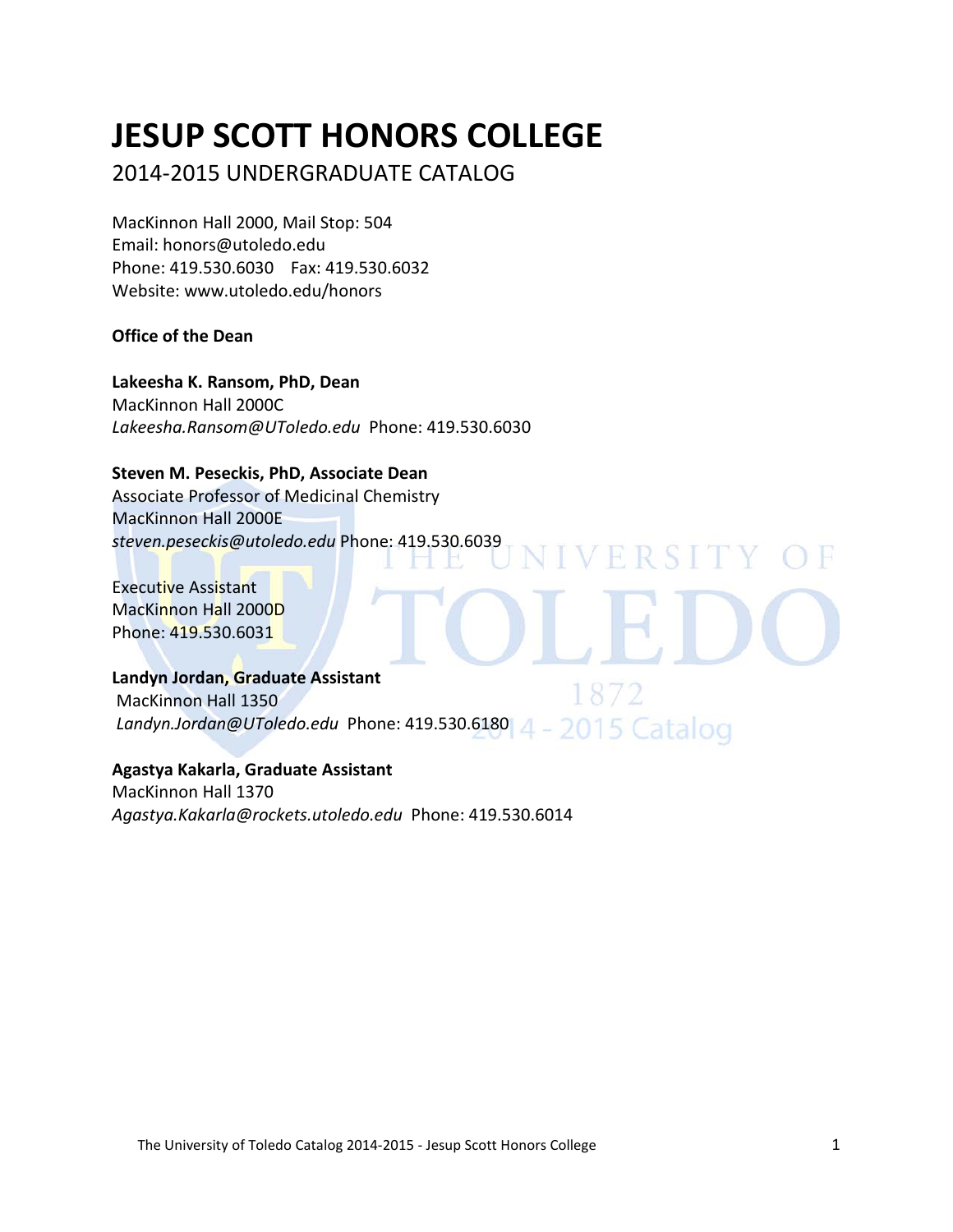# JESUP SCOTT HONORS COLLEGE

2014-2015 UNDERGRADUATE CATALOG

MacKinnon Hall 2000, Mail Stop: 504
Email: honors@utoledo.edu
Phone: 419.530.6030  Fax: 419.530.6032
Website: www.utoledo.edu/honors

**Office of the Dean**

**Lakeesha K. Ransom, PhD, Dean**
MacKinnon Hall 2000C
*Lakeesha.Ransom@UToledo.edu* Phone: 419.530.6030

**Steven M. Peseckis, PhD, Associate Dean**
Associate Professor of Medicinal Chemistry
MacKinnon Hall 2000E
*steven.peseckis@utoledo.edu* Phone: 419.530.6039

Executive Assistant
MacKinnon Hall 2000D
Phone: 419.530.6031

**Landyn Jordan, Graduate Assistant**
MacKinnon Hall 1350
*Landyn.Jordan@UToledo.edu* Phone: 419.530.6180

**Agastya Kakarla, Graduate Assistant**
MacKinnon Hall 1370
*Agastya.Kakarla@rockets.utoledo.edu* Phone: 419.530.6014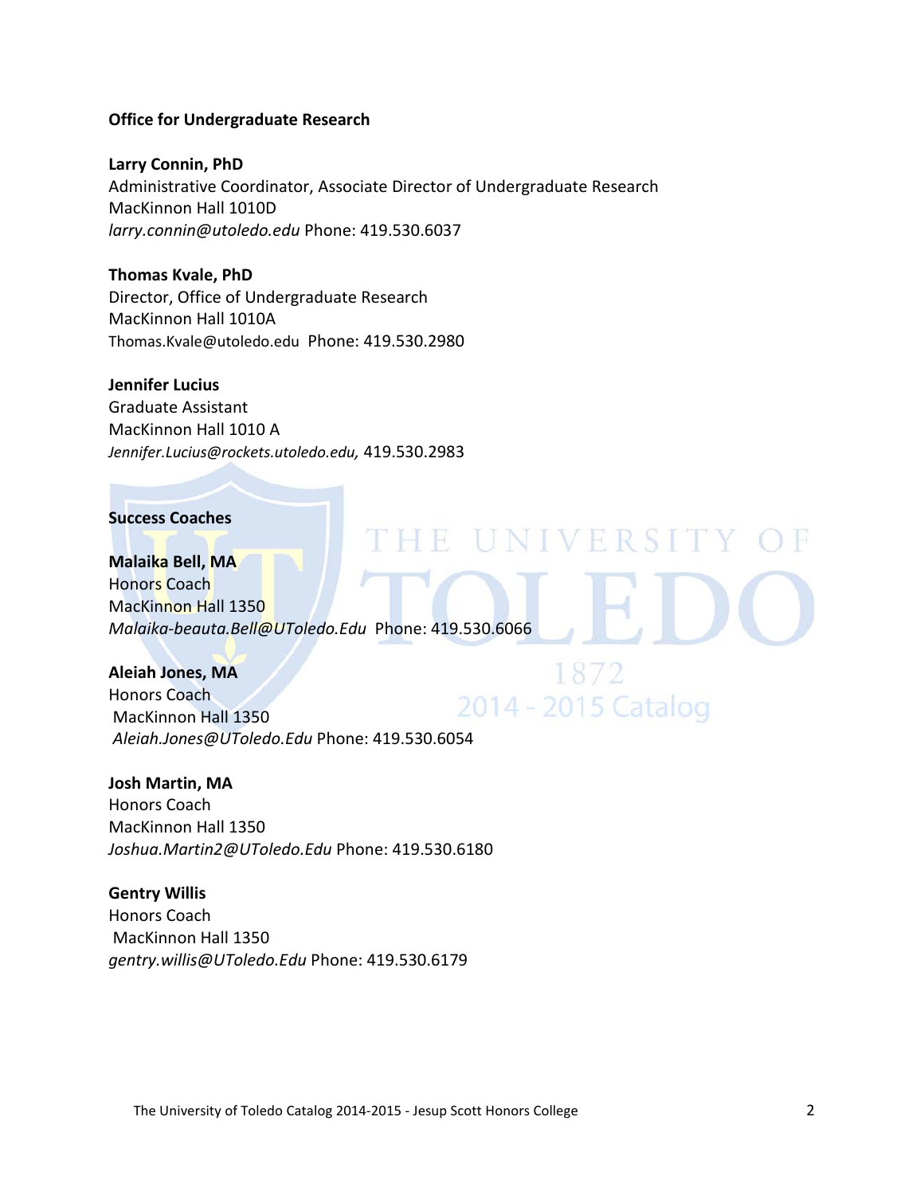**Office for Undergraduate Research**

**Larry Connin, PhD**
Administrative Coordinator, Associate Director of Undergraduate Research
MacKinnon Hall 1010D
*larry.connin@utoledo.edu* Phone: 419.530.6037

**Thomas Kvale, PhD**
Director, Office of Undergraduate Research
MacKinnon Hall 1010A
Thomas.Kvale@utoledo.edu Phone: 419.530.2980

**Jennifer Lucius**
Graduate Assistant
MacKinnon Hall 1010 A
*Jennifer.Lucius@rockets.utoledo.edu,* 419.530.2983

**Success Coaches**

**Malaika Bell, MA**
Honors Coach
MacKinnon Hall 1350
*Malaika-beauta.Bell@UToledo.Edu* Phone: 419.530.6066

**Aleiah Jones, MA**
Honors Coach
MacKinnon Hall 1350
*Aleiah.Jones@UToledo.Edu* Phone: 419.530.6054

**Josh Martin, MA**
Honors Coach
MacKinnon Hall 1350
*Joshua.Martin2@UToledo.Edu* Phone: 419.530.6180

**Gentry Willis**
Honors Coach
MacKinnon Hall 1350
*gentry.willis@UToledo.Edu* Phone: 419.530.6179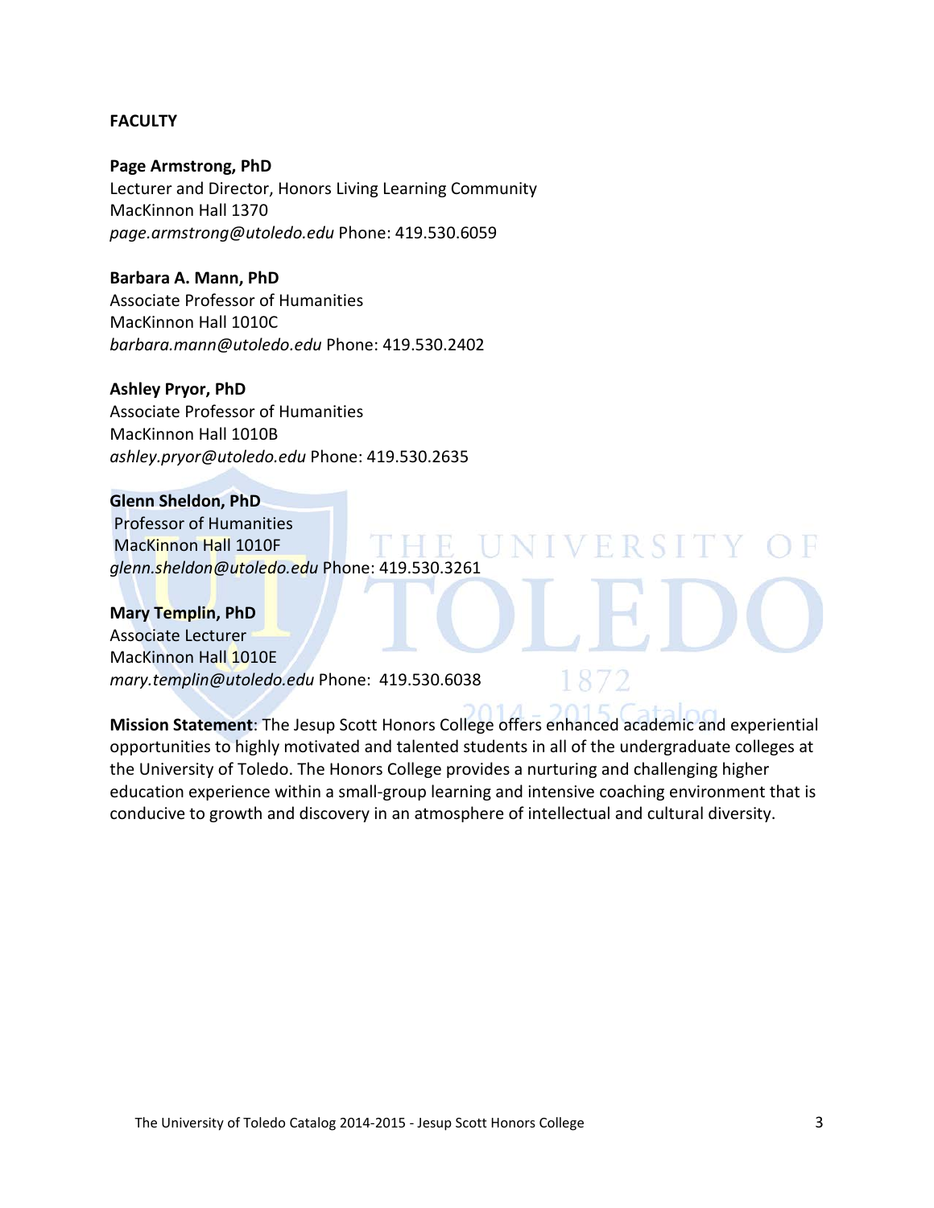**FACULTY**

**Page Armstrong, PhD**
Lecturer and Director, Honors Living Learning Community
MacKinnon Hall 1370
*page.armstrong@utoledo.edu* Phone: 419.530.6059

**Barbara A. Mann, PhD**
Associate Professor of Humanities
MacKinnon Hall 1010C
*barbara.mann@utoledo.edu* Phone: 419.530.2402

**Ashley Pryor, PhD**
Associate Professor of Humanities
MacKinnon Hall 1010B
*ashley.pryor@utoledo.edu* Phone: 419.530.2635

**Glenn Sheldon, PhD**
Professor of Humanities
MacKinnon Hall 1010F
*glenn.sheldon@utoledo.edu* Phone: 419.530.3261

**Mary Templin, PhD**
Associate Lecturer
MacKinnon Hall 1010E
*mary.templin@utoledo.edu* Phone: 419.530.6038

**Mission Statement**: The Jesup Scott Honors College offers enhanced academic and experiential opportunities to highly motivated and talented students in all of the undergraduate colleges at the University of Toledo. The Honors College provides a nurturing and challenging higher education experience within a small-group learning and intensive coaching environment that is conducive to growth and discovery in an atmosphere of intellectual and cultural diversity.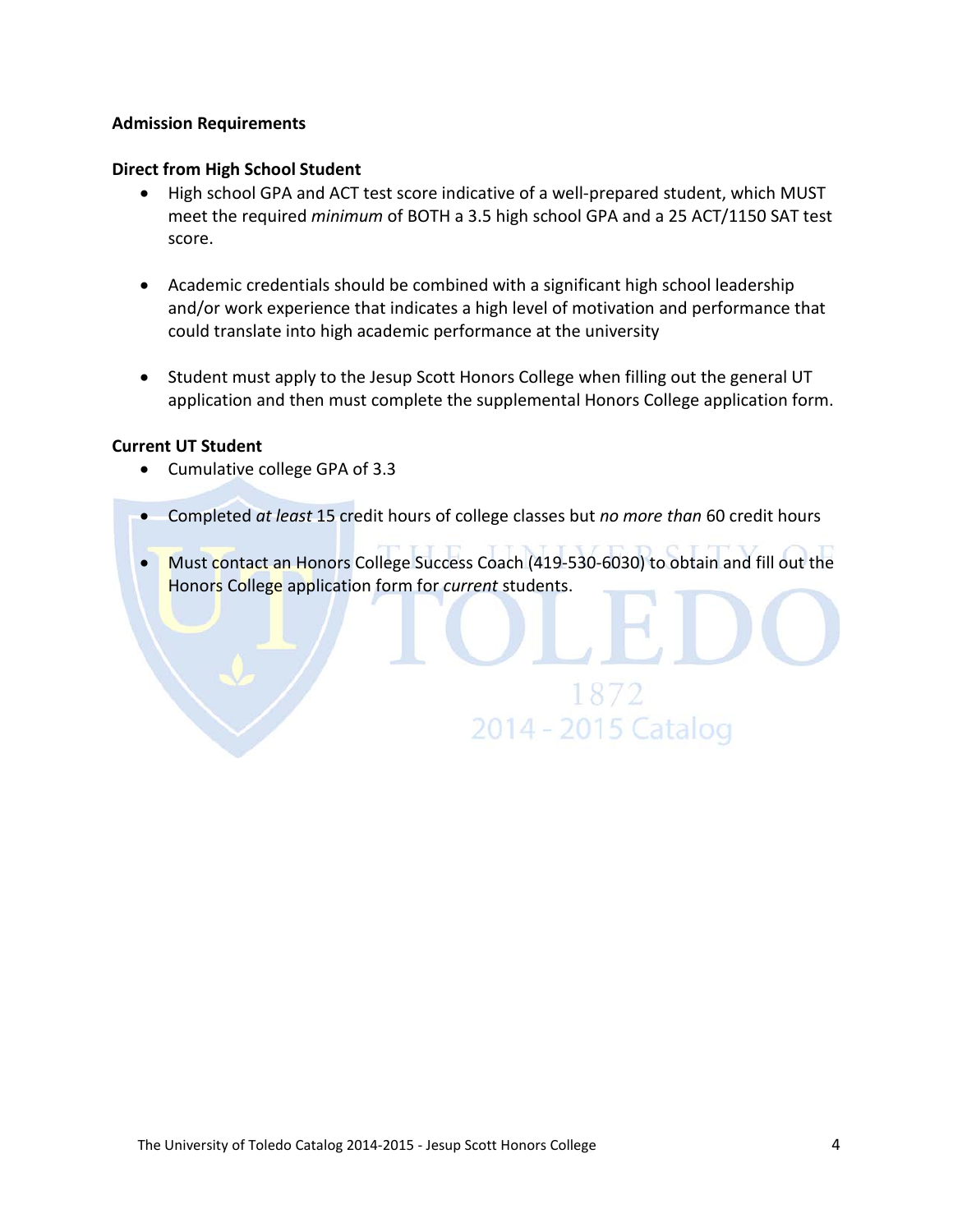**Admission Requirements**

**Direct from High School Student**

- High school GPA and ACT test score indicative of a well-prepared student, which MUST meet the required *minimum* of BOTH a 3.5 high school GPA and a 25 ACT/1150 SAT test score.

- Academic credentials should be combined with a significant high school leadership and/or work experience that indicates a high level of motivation and performance that could translate into high academic performance at the university

- Student must apply to the Jesup Scott Honors College when filling out the general UT application and then must complete the supplemental Honors College application form.

**Current UT Student**

- Cumulative college GPA of 3.3

- Completed *at least* 15 credit hours of college classes but *no more than* 60 credit hours

- Must contact an Honors College Success Coach (419-530-6030) to obtain and fill out the Honors College application form for *current* students.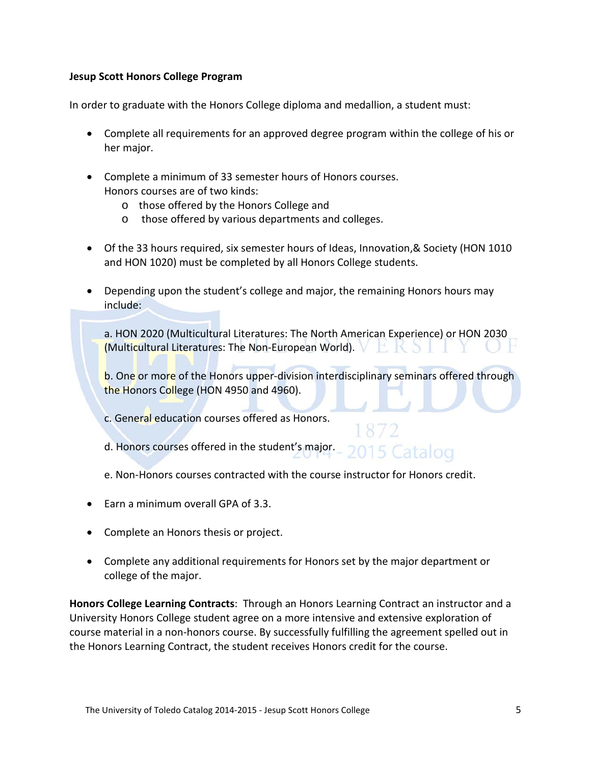**Jesup Scott Honors College Program**

In order to graduate with the Honors College diploma and medallion, a student must:

- Complete all requirements for an approved degree program within the college of his or her major.
- Complete a minimum of 33 semester hours of Honors courses.
  Honors courses are of two kinds:
  - those offered by the Honors College and
  - those offered by various departments and colleges.
- Of the 33 hours required, six semester hours of Ideas, Innovation,& Society (HON 1010 and HON 1020) must be completed by all Honors College students.
- Depending upon the student's college and major, the remaining Honors hours may include:

  a. HON 2020 (Multicultural Literatures: The North American Experience) or HON 2030 (Multicultural Literatures: The Non-European World).

  b. One or more of the Honors upper-division interdisciplinary seminars offered through the Honors College (HON 4950 and 4960).

  c. General education courses offered as Honors.

  d. Honors courses offered in the student's major.

  e. Non-Honors courses contracted with the course instructor for Honors credit.

- Earn a minimum overall GPA of 3.3.
- Complete an Honors thesis or project.
- Complete any additional requirements for Honors set by the major department or college of the major.

**Honors College Learning Contracts**: Through an Honors Learning Contract an instructor and a University Honors College student agree on a more intensive and extensive exploration of course material in a non-honors course. By successfully fulfilling the agreement spelled out in the Honors Learning Contract, the student receives Honors credit for the course.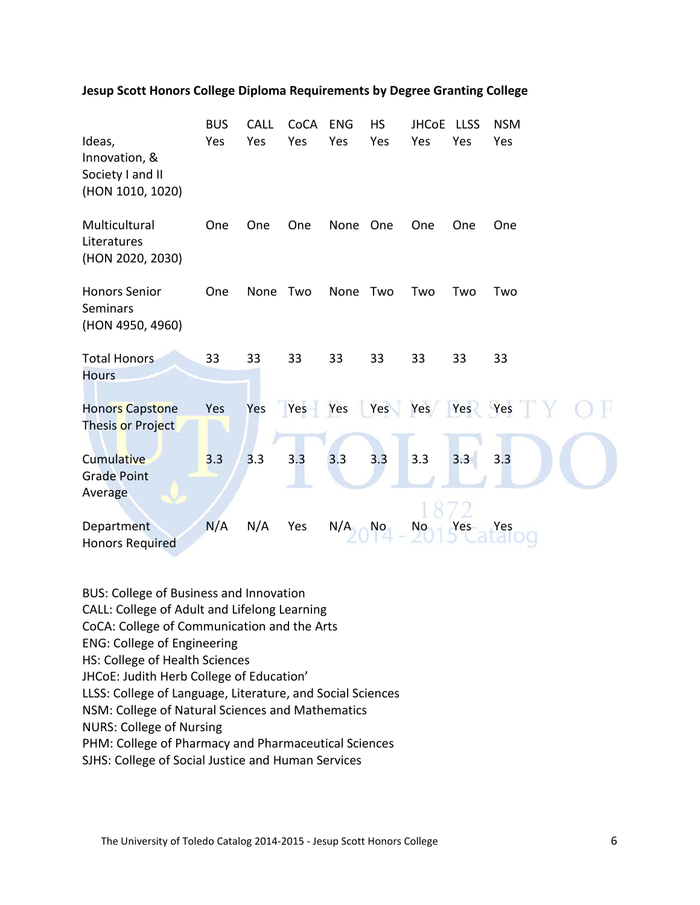**Jesup Scott Honors College Diploma Requirements by Degree Granting College**

| | BUS | CALL | CoCA | ENG | HS | JHCoE | LLSS | NSM |
|---|---|---|---|---|---|---|---|---|
| Ideas, Innovation, & Society I and II (HON 1010, 1020) | Yes | Yes | Yes | Yes | Yes | Yes | Yes | Yes |
| Multicultural Literatures (HON 2020, 2030) | One | One | One | None | One | One | One | One |
| Honors Senior Seminars (HON 4950, 4960) | One | None | Two | None | Two | Two | Two | Two |
| Total Honors Hours | 33 | 33 | 33 | 33 | 33 | 33 | 33 | 33 |
| Honors Capstone Thesis or Project | Yes | Yes | Yes | Yes | Yes | Yes | Yes | Yes |
| Cumulative Grade Point Average | 3.3 | 3.3 | 3.3 | 3.3 | 3.3 | 3.3 | 3.3 | 3.3 |
| Department Honors Required | N/A | N/A | Yes | N/A | No | No | Yes | Yes |

BUS: College of Business and Innovation
CALL: College of Adult and Lifelong Learning
CoCA: College of Communication and the Arts
ENG: College of Engineering
HS: College of Health Sciences
JHCoE: Judith Herb College of Education'
LLSS: College of Language, Literature, and Social Sciences
NSM: College of Natural Sciences and Mathematics
NURS: College of Nursing
PHM: College of Pharmacy and Pharmaceutical Sciences
SJHS: College of Social Justice and Human Services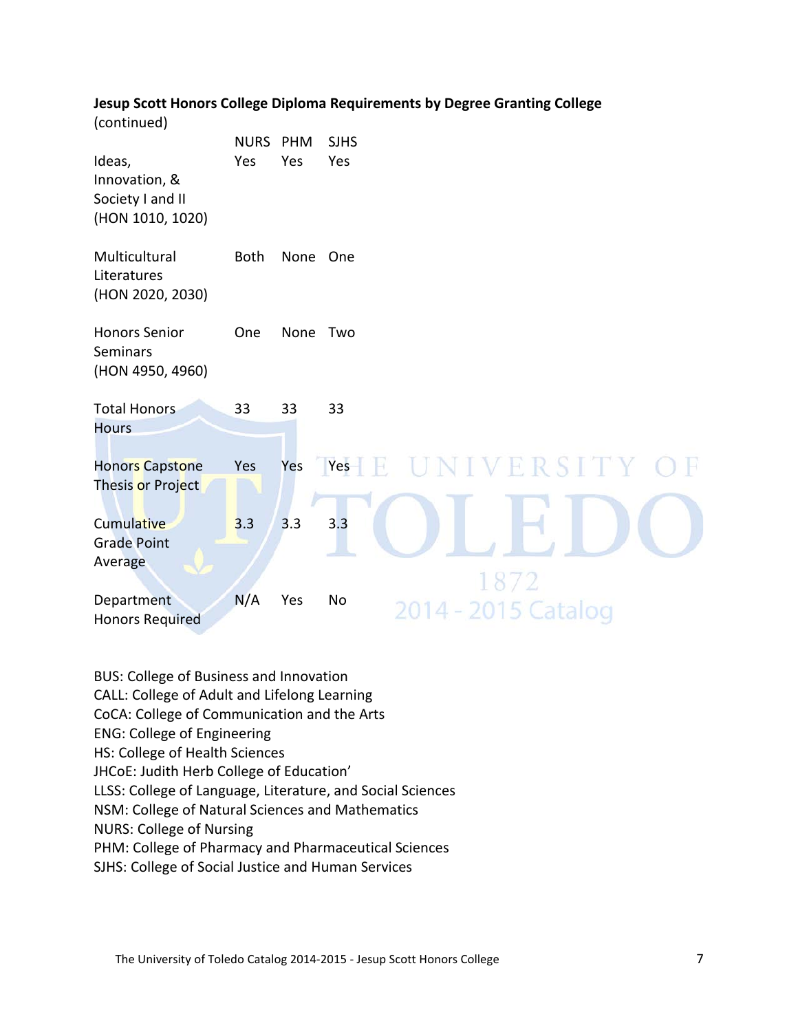**Jesup Scott Honors College Diploma Requirements by Degree Granting College** (continued)

| | NURS | PHM | SJHS |
|---|---|---|---|
| Ideas, Innovation, & Society I and II (HON 1010, 1020) | Yes | Yes | Yes |
| Multicultural Literatures (HON 2020, 2030) | Both | None | One |
| Honors Senior Seminars (HON 4950, 4960) | One | None | Two |
| Total Honors Hours | 33 | 33 | 33 |
| Honors Capstone Thesis or Project | Yes | Yes | Yes |
| Cumulative Grade Point Average | 3.3 | 3.3 | 3.3 |
| Department Honors Required | N/A | Yes | No |

BUS: College of Business and Innovation
CALL: College of Adult and Lifelong Learning
CoCA: College of Communication and the Arts
ENG: College of Engineering
HS: College of Health Sciences
JHCoE: Judith Herb College of Education'
LLSS: College of Language, Literature, and Social Sciences
NSM: College of Natural Sciences and Mathematics
NURS: College of Nursing
PHM: College of Pharmacy and Pharmaceutical Sciences
SJHS: College of Social Justice and Human Services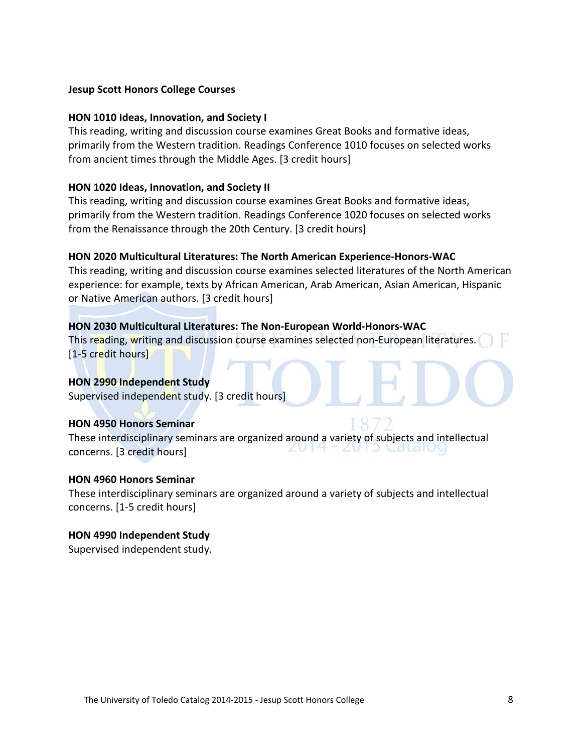**Jesup Scott Honors College Courses**

**HON 1010 Ideas, Innovation, and Society I**
This reading, writing and discussion course examines Great Books and formative ideas, primarily from the Western tradition. Readings Conference 1010 focuses on selected works from ancient times through the Middle Ages. [3 credit hours]

**HON 1020 Ideas, Innovation, and Society II**
This reading, writing and discussion course examines Great Books and formative ideas, primarily from the Western tradition. Readings Conference 1020 focuses on selected works from the Renaissance through the 20th Century. [3 credit hours]

**HON 2020 Multicultural Literatures: The North American Experience-Honors-WAC**
This reading, writing and discussion course examines selected literatures of the North American experience: for example, texts by African American, Arab American, Asian American, Hispanic or Native American authors. [3 credit hours]

**HON 2030 Multicultural Literatures: The Non-European World-Honors-WAC**
This reading, writing and discussion course examines selected non-European literatures. [1-5 credit hours]

**HON 2990 Independent Study**
Supervised independent study. [3 credit hours]

**HON 4950 Honors Seminar**
These interdisciplinary seminars are organized around a variety of subjects and intellectual concerns. [3 credit hours]

**HON 4960 Honors Seminar**
These interdisciplinary seminars are organized around a variety of subjects and intellectual concerns. [1-5 credit hours]

**HON 4990 Independent Study**
Supervised independent study.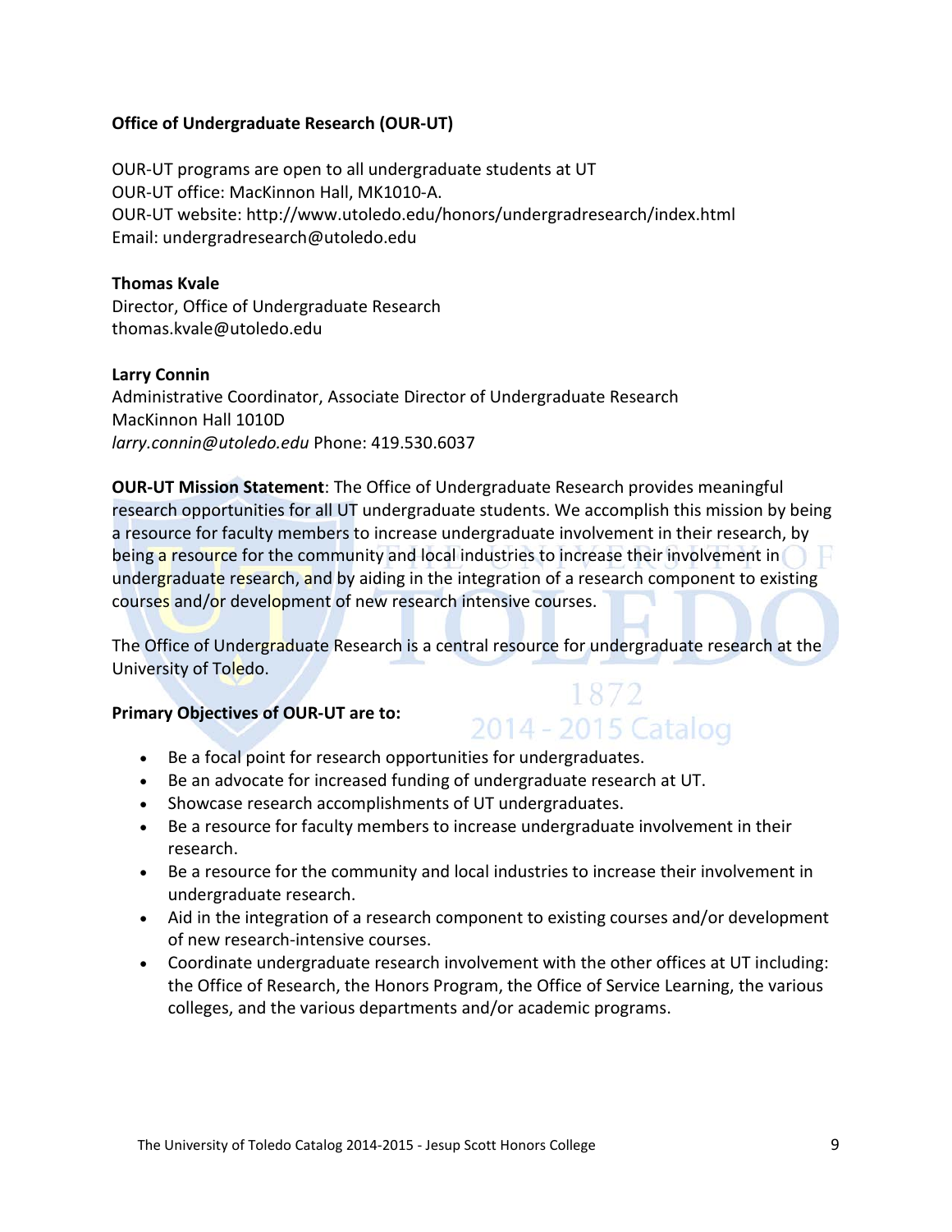**Office of Undergraduate Research (OUR-UT)**

OUR-UT programs are open to all undergraduate students at UT
OUR-UT office: MacKinnon Hall, MK1010-A.
OUR-UT website: http://www.utoledo.edu/honors/undergradresearch/index.html
Email: undergradresearch@utoledo.edu

**Thomas Kvale**
Director, Office of Undergraduate Research
thomas.kvale@utoledo.edu

**Larry Connin**
Administrative Coordinator, Associate Director of Undergraduate Research
MacKinnon Hall 1010D
*larry.connin@utoledo.edu* Phone: 419.530.6037

**OUR-UT Mission Statement**: The Office of Undergraduate Research provides meaningful research opportunities for all UT undergraduate students. We accomplish this mission by being a resource for faculty members to increase undergraduate involvement in their research, by being a resource for the community and local industries to increase their involvement in undergraduate research, and by aiding in the integration of a research component to existing courses and/or development of new research intensive courses.

The Office of Undergraduate Research is a central resource for undergraduate research at the University of Toledo.

**Primary Objectives of OUR-UT are to:**

- Be a focal point for research opportunities for undergraduates.
- Be an advocate for increased funding of undergraduate research at UT.
- Showcase research accomplishments of UT undergraduates.
- Be a resource for faculty members to increase undergraduate involvement in their research.
- Be a resource for the community and local industries to increase their involvement in undergraduate research.
- Aid in the integration of a research component to existing courses and/or development of new research-intensive courses.
- Coordinate undergraduate research involvement with the other offices at UT including: the Office of Research, the Honors Program, the Office of Service Learning, the various colleges, and the various departments and/or academic programs.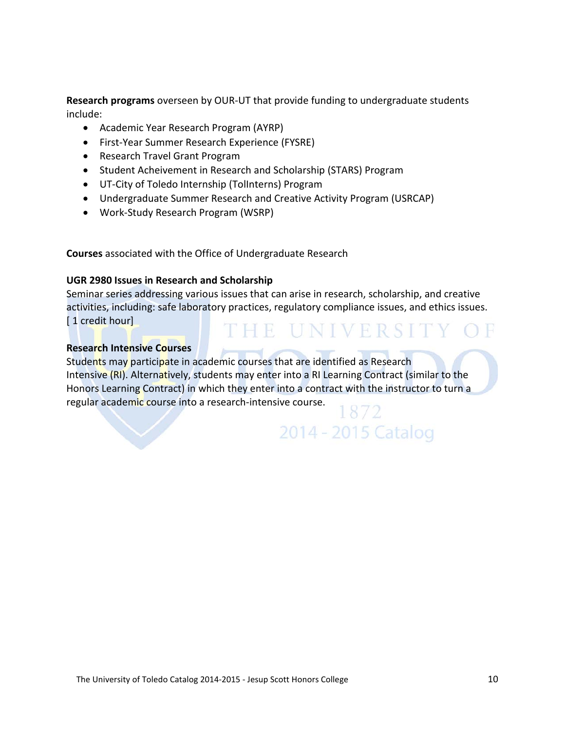**Research programs** overseen by OUR-UT that provide funding to undergraduate students include:

- Academic Year Research Program (AYRP)
- First-Year Summer Research Experience (FYSRE)
- Research Travel Grant Program
- Student Acheivement in Research and Scholarship (STARS) Program
- UT-City of Toledo Internship (TolInterns) Program
- Undergraduate Summer Research and Creative Activity Program (USRCAP)
- Work-Study Research Program (WSRP)

**Courses** associated with the Office of Undergraduate Research

**UGR 2980 Issues in Research and Scholarship**

Seminar series addressing various issues that can arise in research, scholarship, and creative activities, including: safe laboratory practices, regulatory compliance issues, and ethics issues. [ 1 credit hour]

**Research Intensive Courses**

Students may participate in academic courses that are identified as Research Intensive (RI). Alternatively, students may enter into a RI Learning Contract (similar to the Honors Learning Contract) in which they enter into a contract with the instructor to turn a regular academic course into a research-intensive course.